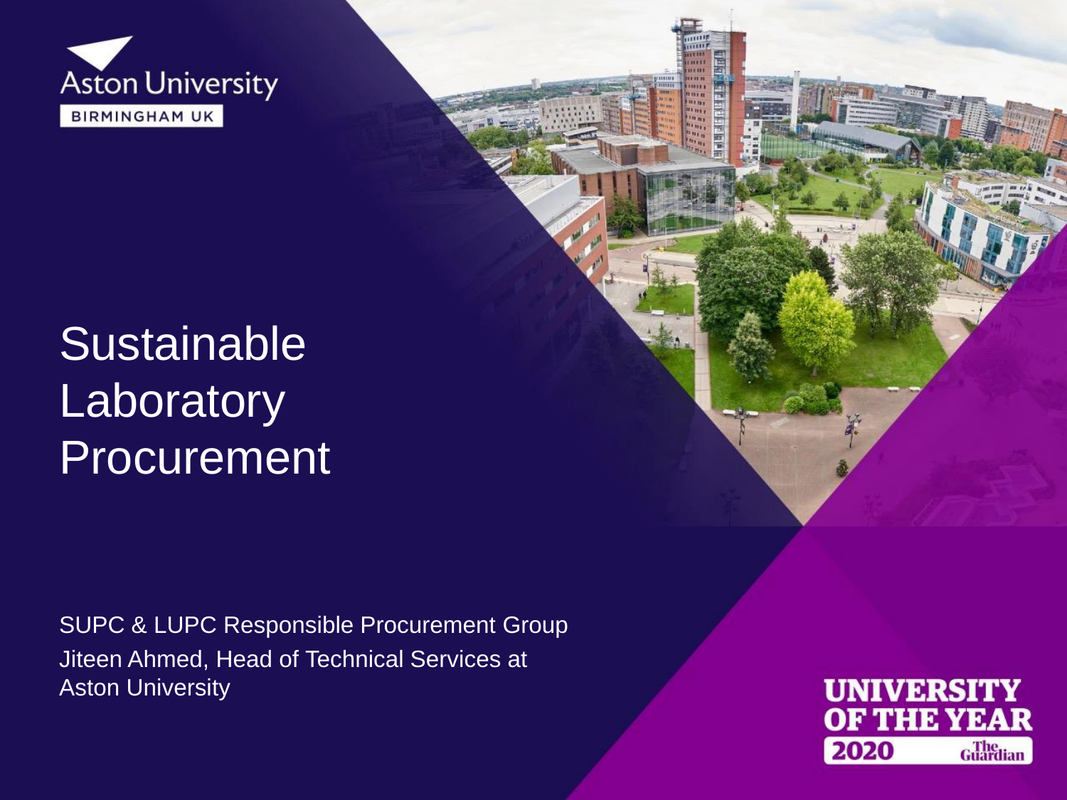Aston University

BIRMINGHAM UK

# Sustainable Laboratory Procurement

SUPC & LUPC Responsible Procurement Group

Jiteen Ahmed, Head of Technical Services at Aston University

UNIVERSITY OF THE YEAR 2020 The Guardian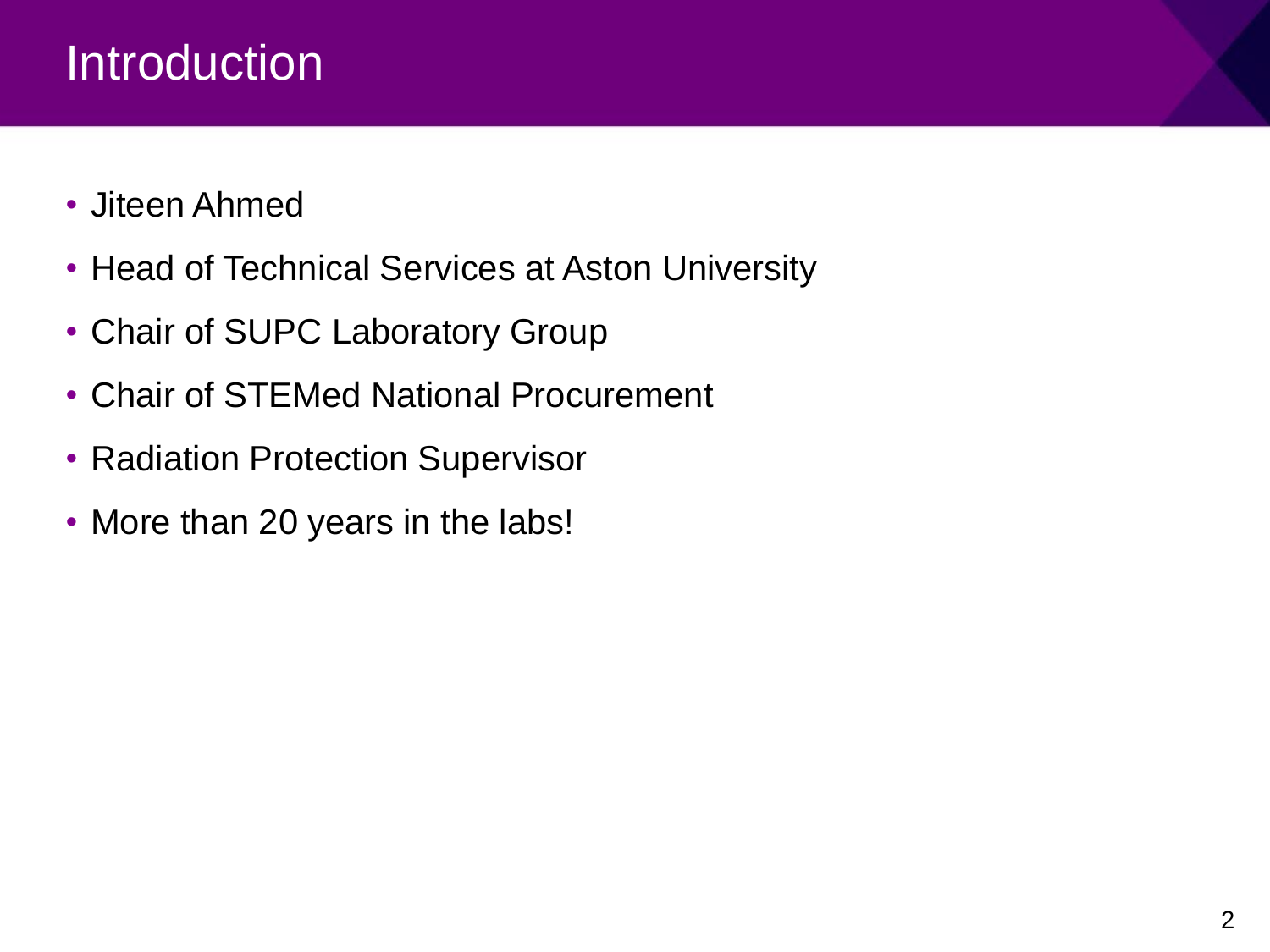# Introduction

- Jiteen Ahmed
- Head of Technical Services at Aston University
- Chair of SUPC Laboratory Group
- Chair of STEMed National Procurement
- Radiation Protection Supervisor
- More than 20 years in the labs!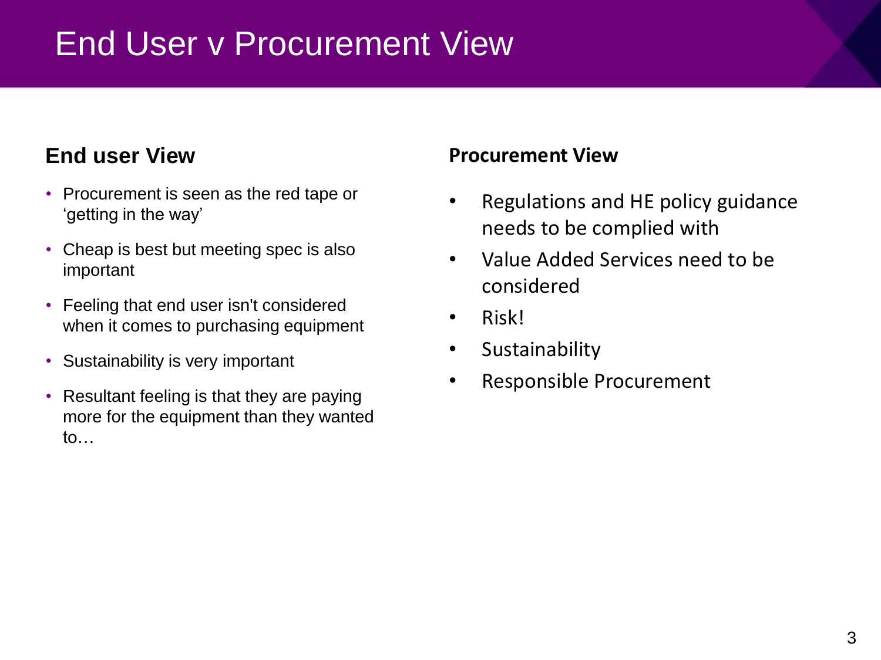# End User v Procurement View

## End user View

- Procurement is seen as the red tape or 'getting in the way'
- Cheap is best but meeting spec is also important
- Feeling that end user isn't considered when it comes to purchasing equipment
- Sustainability is very important
- Resultant feeling is that they are paying more for the equipment than they wanted to…

## Procurement View

- Regulations and HE policy guidance needs to be complied with
- Value Added Services need to be considered
- Risk!
- Sustainability
- Responsible Procurement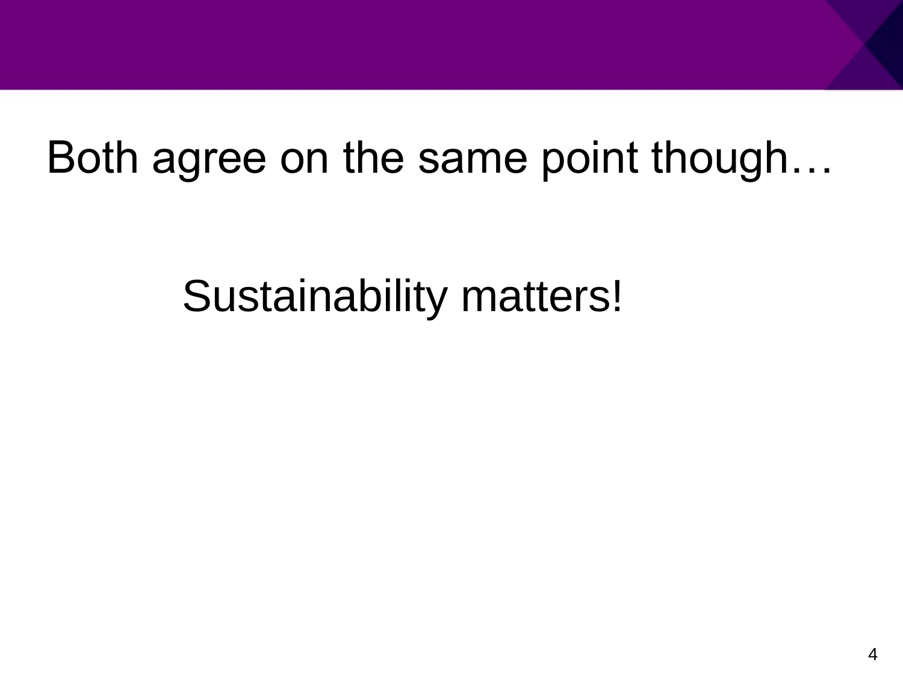# Both agree on the same point though…

Sustainability matters!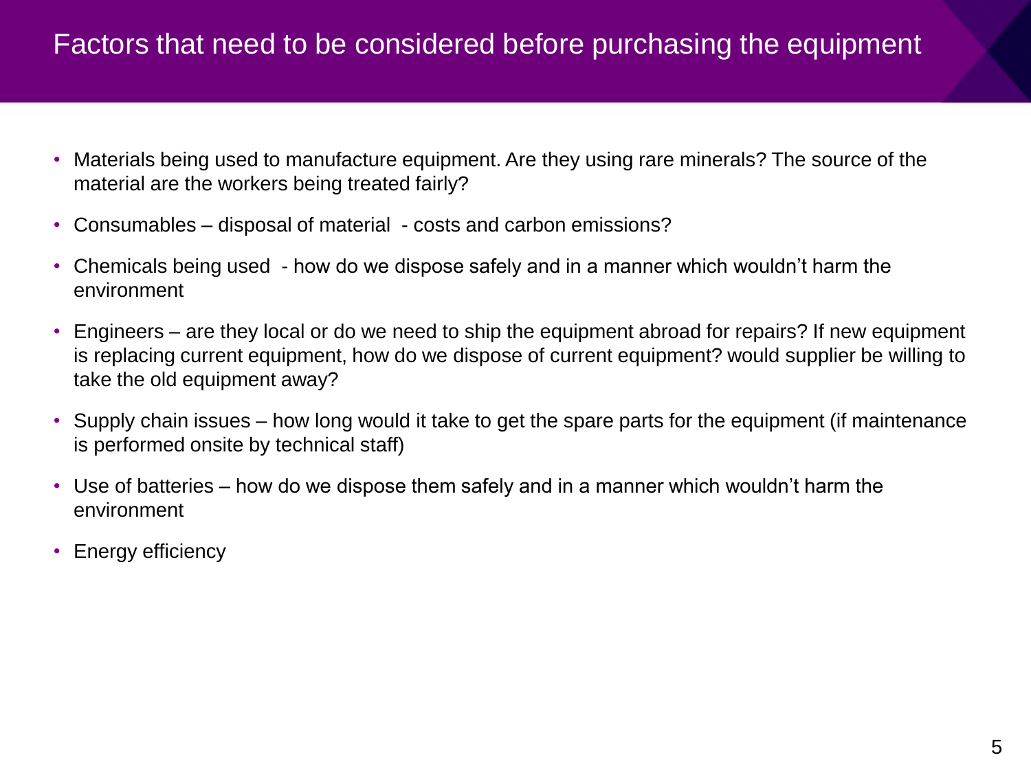# Factors that need to be considered before purchasing the equipment

- Materials being used to manufacture equipment. Are they using rare minerals? The source of the material are the workers being treated fairly?
- Consumables – disposal of material - costs and carbon emissions?
- Chemicals being used - how do we dispose safely and in a manner which wouldn't harm the environment
- Engineers – are they local or do we need to ship the equipment abroad for repairs? If new equipment is replacing current equipment, how do we dispose of current equipment? would supplier be willing to take the old equipment away?
- Supply chain issues – how long would it take to get the spare parts for the equipment (if maintenance is performed onsite by technical staff)
- Use of batteries – how do we dispose them safely and in a manner which wouldn't harm the environment
- Energy efficiency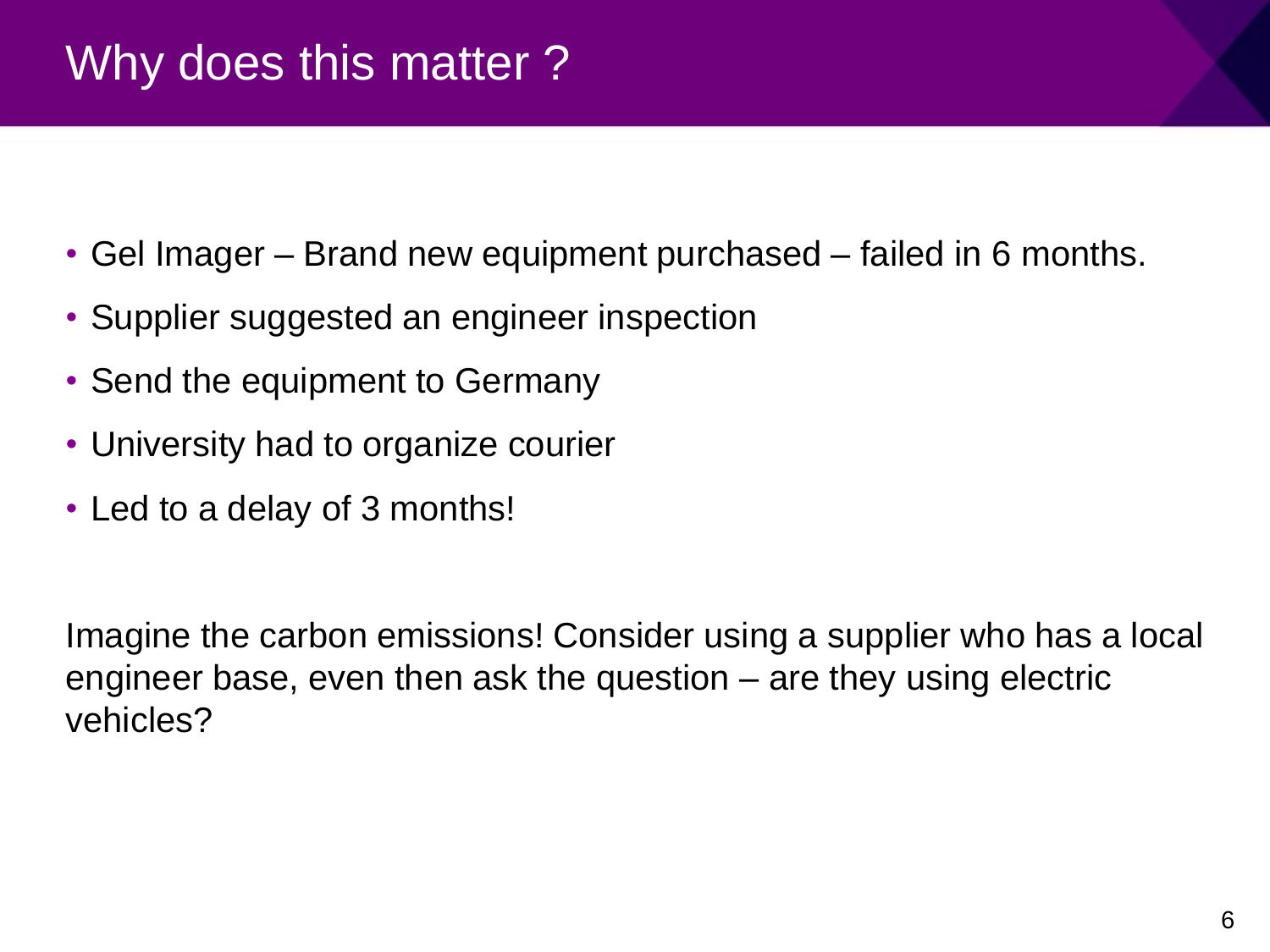# Why does this matter ?

- Gel Imager – Brand new equipment purchased – failed in 6 months.
- Supplier suggested an engineer inspection
- Send the equipment to Germany
- University had to organize courier
- Led to a delay of 3 months!

Imagine the carbon emissions! Consider using a supplier who has a local engineer base, even then ask the question – are they using electric vehicles?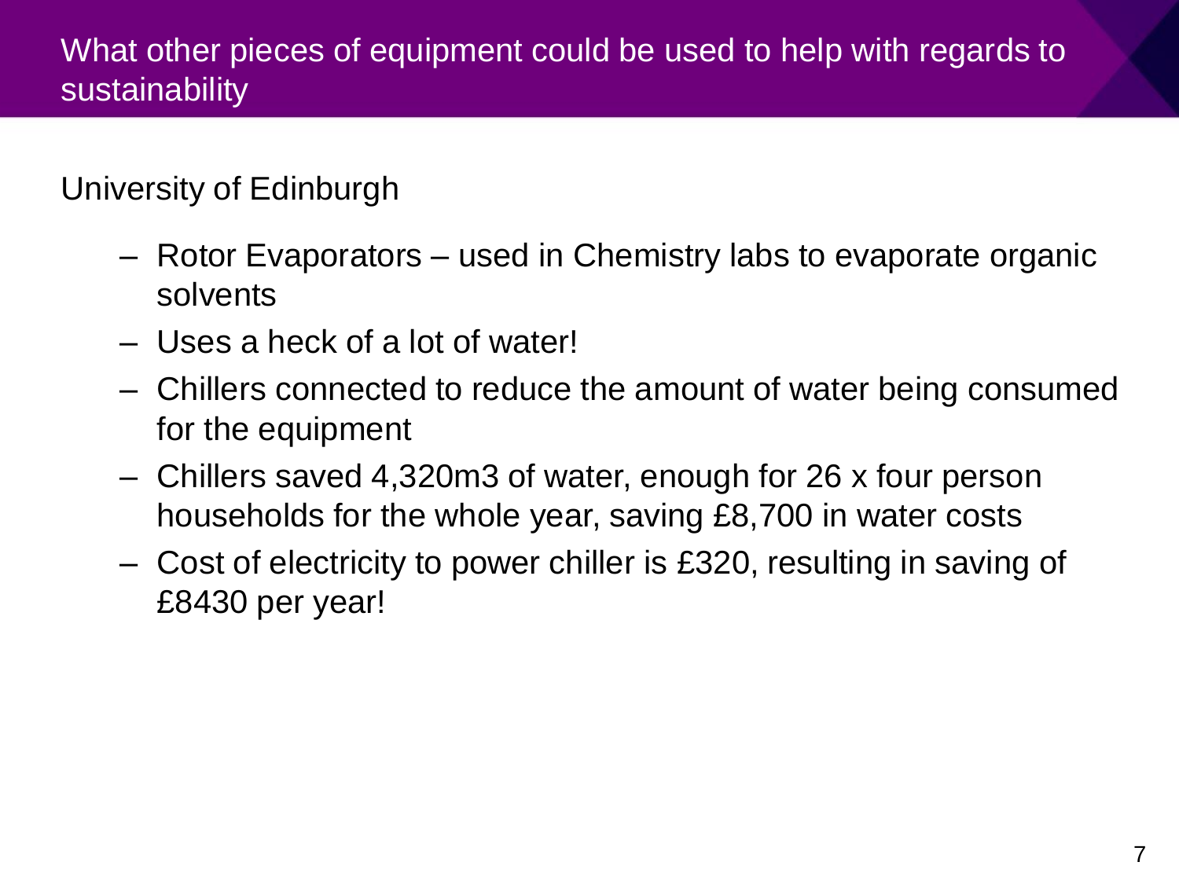# What other pieces of equipment could be used to help with regards to sustainability

University of Edinburgh

- Rotor Evaporators – used in Chemistry labs to evaporate organic solvents
- Uses a heck of a lot of water!
- Chillers connected to reduce the amount of water being consumed for the equipment
- Chillers saved 4,320m3 of water, enough for 26 x four person households for the whole year, saving £8,700 in water costs
- Cost of electricity to power chiller is £320, resulting in saving of £8430 per year!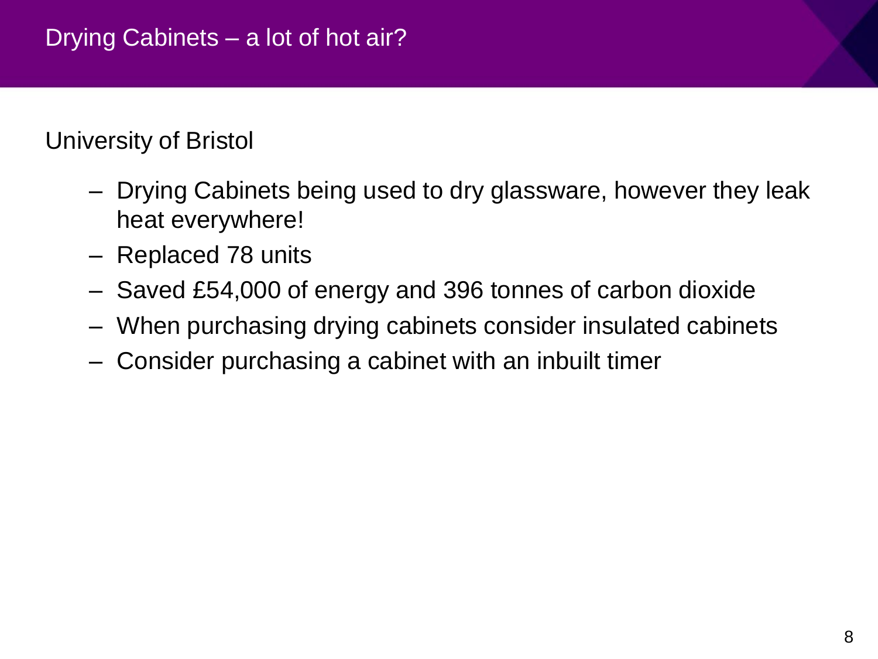# Drying Cabinets – a lot of hot air?

University of Bristol

- Drying Cabinets being used to dry glassware, however they leak heat everywhere!
- Replaced 78 units
- Saved £54,000 of energy and 396 tonnes of carbon dioxide
- When purchasing drying cabinets consider insulated cabinets
- Consider purchasing a cabinet with an inbuilt timer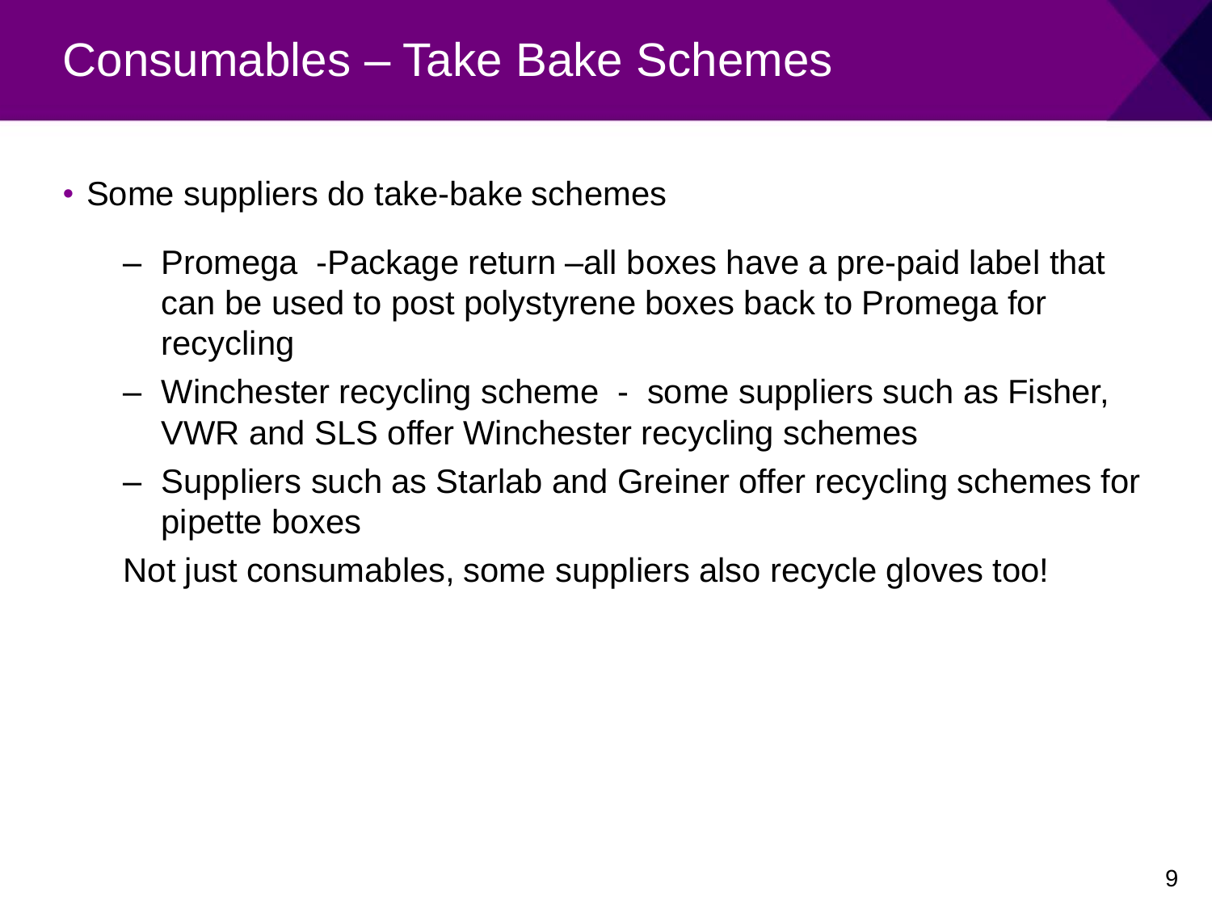# Consumables – Take Bake Schemes

- Some suppliers do take-bake schemes
  - Promega -Package return –all boxes have a pre-paid label that can be used to post polystyrene boxes back to Promega for recycling
  - Winchester recycling scheme - some suppliers such as Fisher, VWR and SLS offer Winchester recycling schemes
  - Suppliers such as Starlab and Greiner offer recycling schemes for pipette boxes

  Not just consumables, some suppliers also recycle gloves too!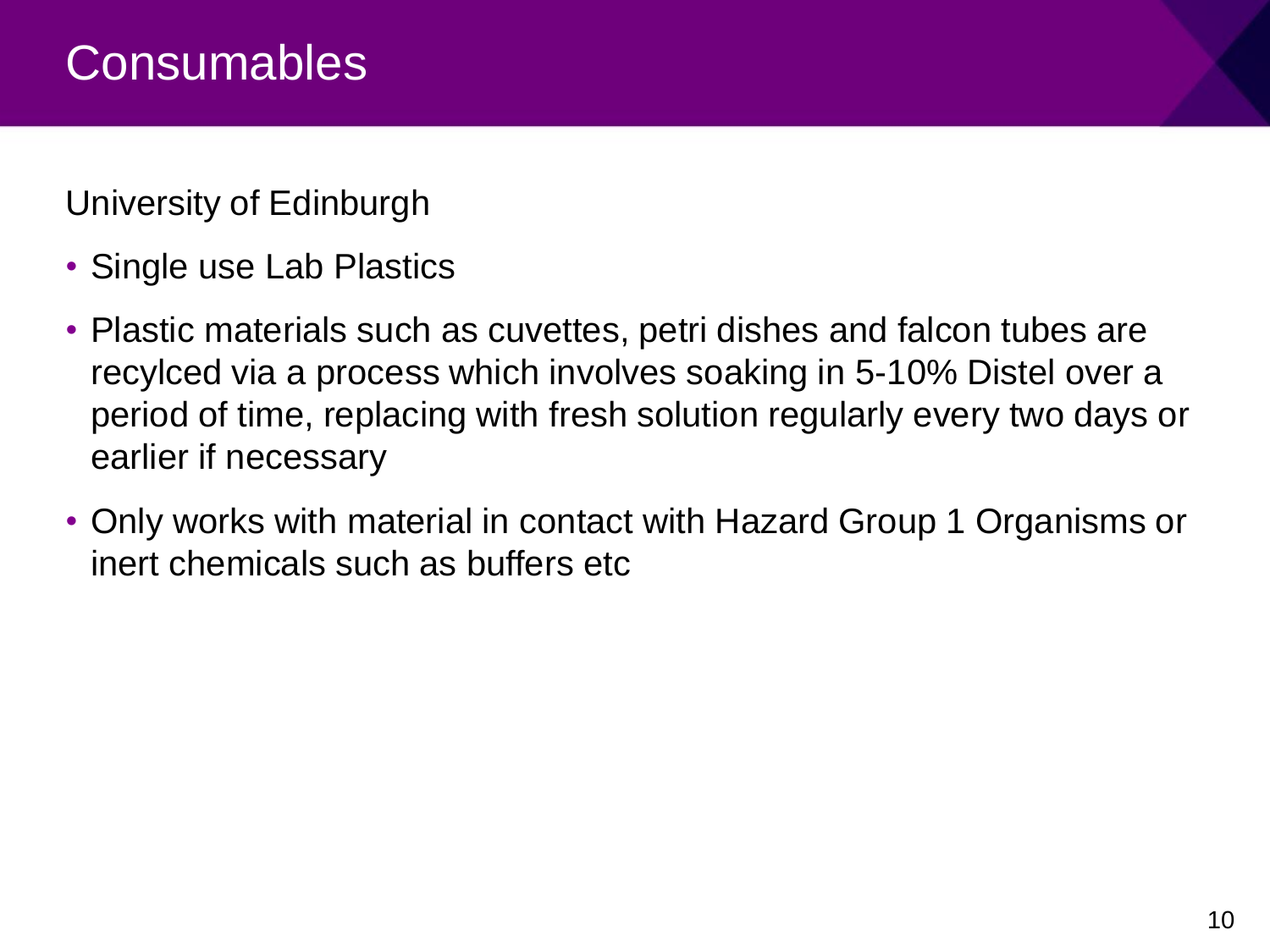# Consumables

University of Edinburgh

- Single use Lab Plastics
- Plastic materials such as cuvettes, petri dishes and falcon tubes are recylced via a process which involves soaking in 5-10% Distel over a period of time, replacing with fresh solution regularly every two days or earlier if necessary
- Only works with material in contact with Hazard Group 1 Organisms or inert chemicals such as buffers etc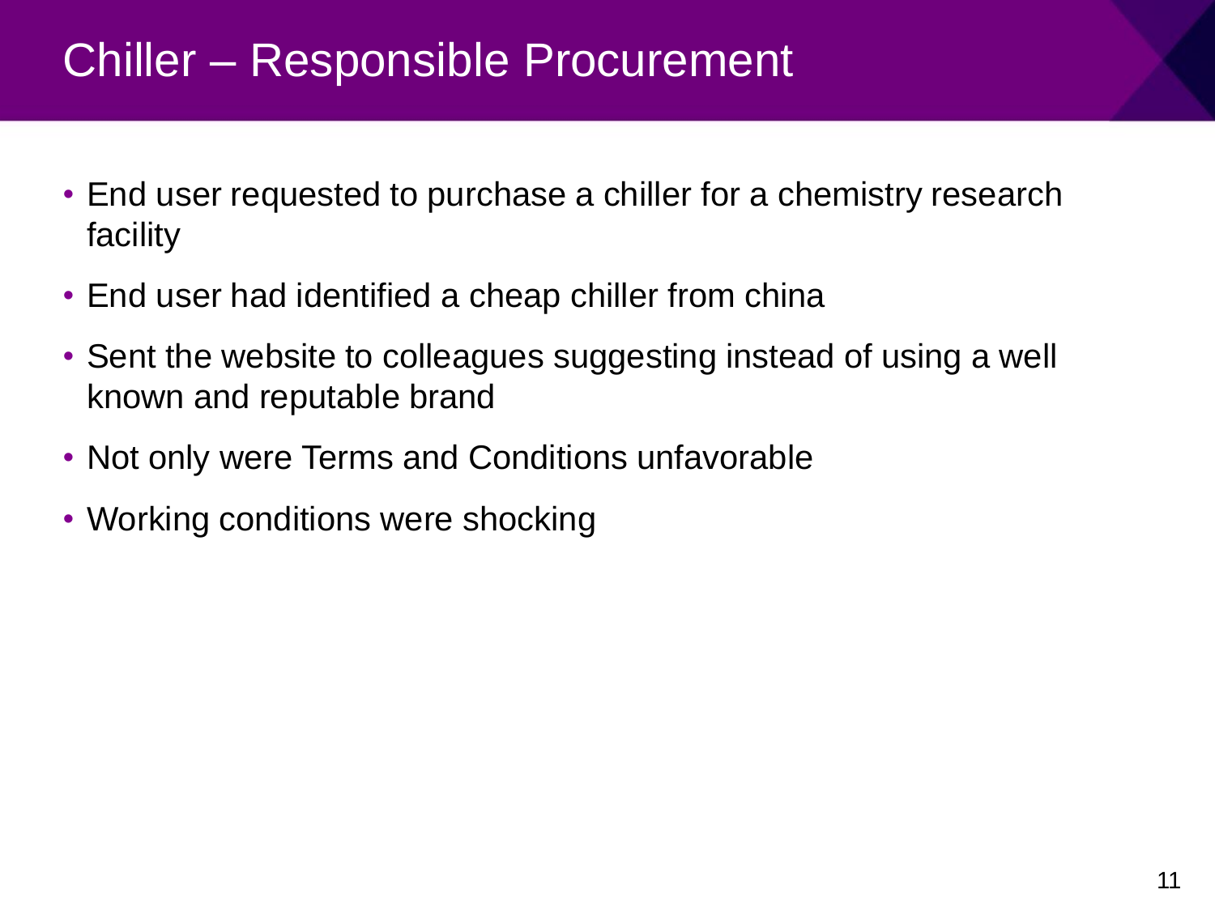# Chiller – Responsible Procurement

- End user requested to purchase a chiller for a chemistry research facility
- End user had identified a cheap chiller from china
- Sent the website to colleagues suggesting instead of using a well known and reputable brand
- Not only were Terms and Conditions unfavorable
- Working conditions were shocking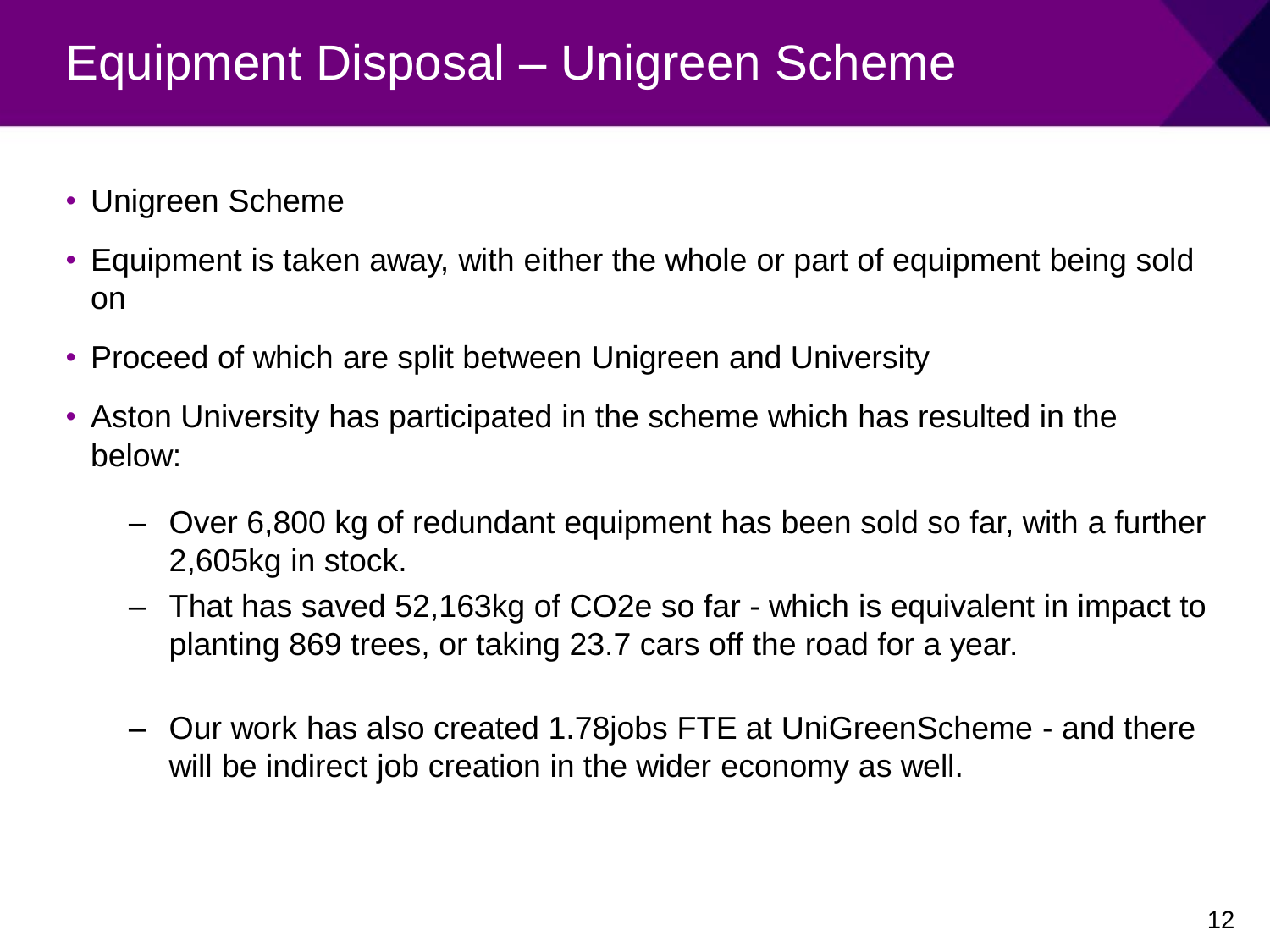# Equipment Disposal – Unigreen Scheme

- Unigreen Scheme
- Equipment is taken away, with either the whole or part of equipment being sold on
- Proceed of which are split between Unigreen and University
- Aston University has participated in the scheme which has resulted in the below:
  - Over 6,800 kg of redundant equipment has been sold so far, with a further 2,605kg in stock.
  - That has saved 52,163kg of $CO_2e$ so far - which is equivalent in impact to planting 869 trees, or taking 23.7 cars off the road for a year.
  - Our work has also created 1.78jobs FTE at UniGreenScheme - and there will be indirect job creation in the wider economy as well.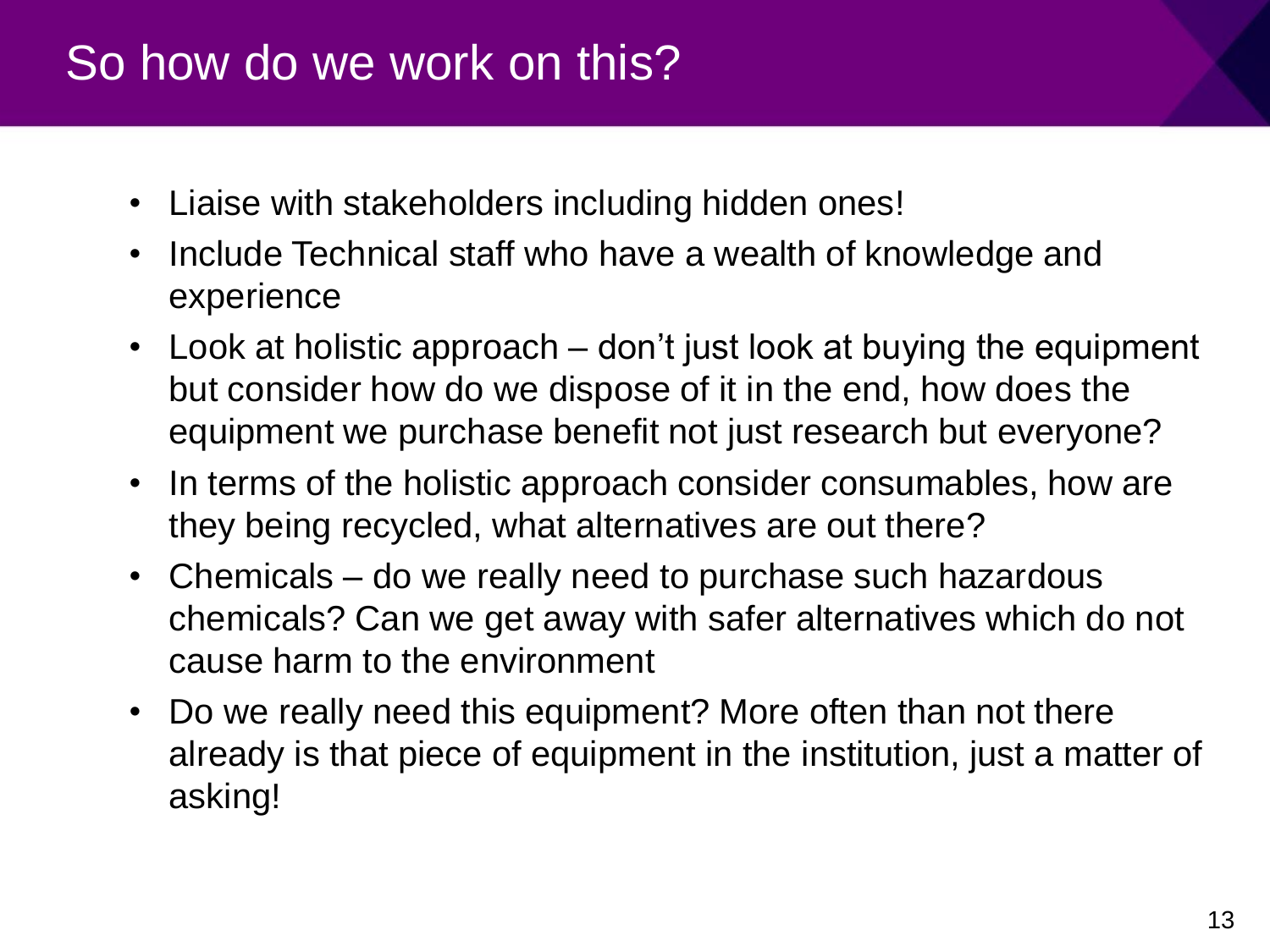# So how do we work on this?

- Liaise with stakeholders including hidden ones!
- Include Technical staff who have a wealth of knowledge and experience
- Look at holistic approach – don't just look at buying the equipment but consider how do we dispose of it in the end, how does the equipment we purchase benefit not just research but everyone?
- In terms of the holistic approach consider consumables, how are they being recycled, what alternatives are out there?
- Chemicals – do we really need to purchase such hazardous chemicals? Can we get away with safer alternatives which do not cause harm to the environment
- Do we really need this equipment? More often than not there already is that piece of equipment in the institution, just a matter of asking!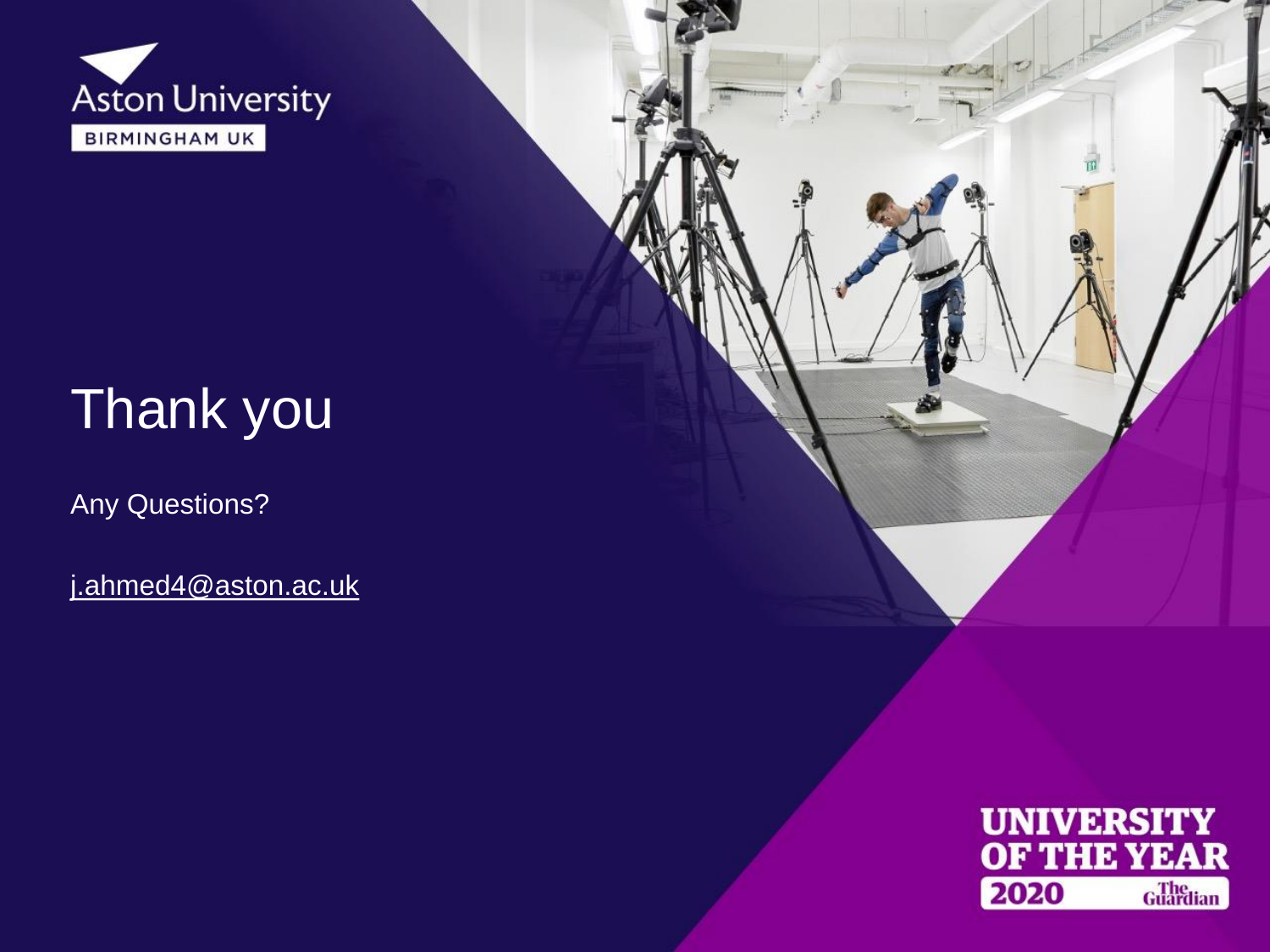Aston University

BIRMINGHAM UK

# Thank you

Any Questions?

j.ahmed4@aston.ac.uk

UNIVERSITY OF THE YEAR 2020 The Guardian